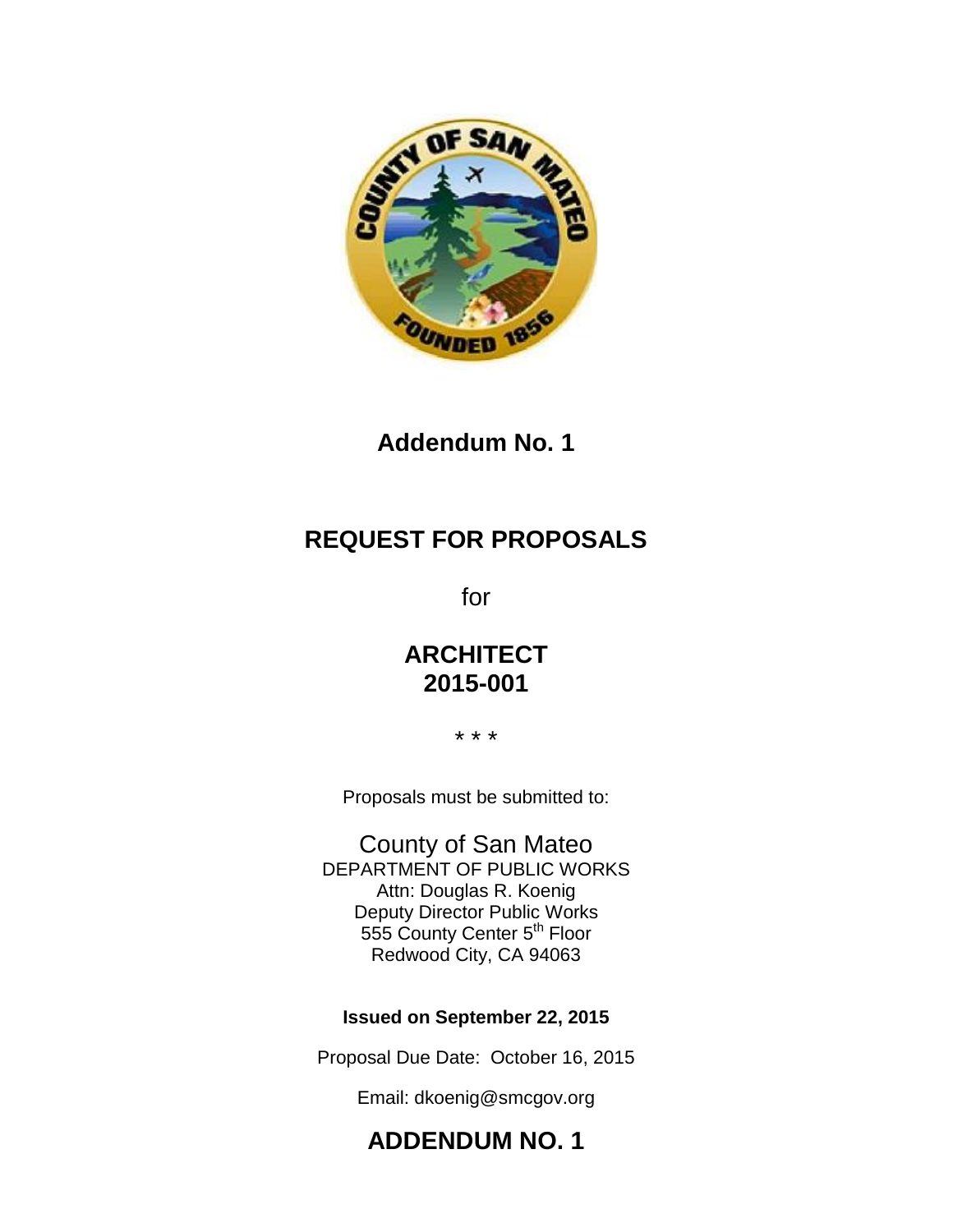# Addendum No. 1

## REQUEST FOR PROPOSALS

for

## ARCHITECT
## 2015-001

\* \* \*

Proposals must be submitted to:

County of San Mateo
DEPARTMENT OF PUBLIC WORKS
Attn: Douglas R. Koenig
Deputy Director Public Works
555 County Center 5th Floor
Redwood City, CA 94063

**Issued on September 22, 2015**

Proposal Due Date: October 16, 2015

Email: dkoenig@smcgov.org

## ADDENDUM NO. 1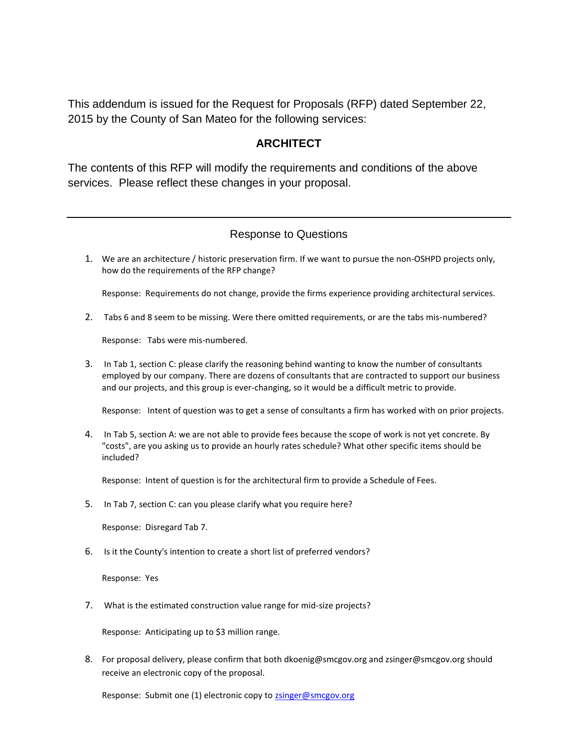This addendum is issued for the Request for Proposals (RFP) dated September 22, 2015 by the County of San Mateo for the following services:

## ARCHITECT

The contents of this RFP will modify the requirements and conditions of the above services. Please reflect these changes in your proposal.

---

### Response to Questions

1. We are an architecture / historic preservation firm. If we want to pursue the non-OSHPD projects only, how do the requirements of the RFP change?

   Response: Requirements do not change, provide the firms experience providing architectural services.

2. Tabs 6 and 8 seem to be missing. Were there omitted requirements, or are the tabs mis-numbered?

   Response: Tabs were mis-numbered.

3. In Tab 1, section C: please clarify the reasoning behind wanting to know the number of consultants employed by our company. There are dozens of consultants that are contracted to support our business and our projects, and this group is ever-changing, so it would be a difficult metric to provide.

   Response: Intent of question was to get a sense of consultants a firm has worked with on prior projects.

4. In Tab 5, section A: we are not able to provide fees because the scope of work is not yet concrete. By "costs", are you asking us to provide an hourly rates schedule? What other specific items should be included?

   Response: Intent of question is for the architectural firm to provide a Schedule of Fees.

5. In Tab 7, section C: can you please clarify what you require here?

   Response: Disregard Tab 7.

6. Is it the County's intention to create a short list of preferred vendors?

   Response: Yes

7. What is the estimated construction value range for mid-size projects?

   Response: Anticipating up to $3 million range.

8. For proposal delivery, please confirm that both dkoenig@smcgov.org and zsinger@smcgov.org should receive an electronic copy of the proposal.

   Response: Submit one (1) electronic copy to zsinger@smcgov.org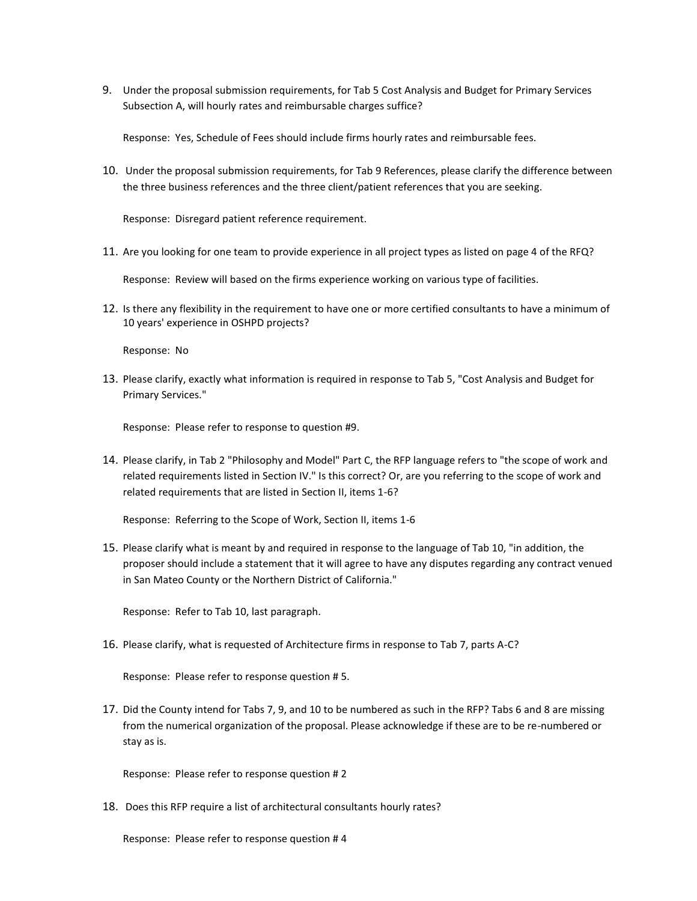9. Under the proposal submission requirements, for Tab 5 Cost Analysis and Budget for Primary Services Subsection A, will hourly rates and reimbursable charges suffice?

   Response: Yes, Schedule of Fees should include firms hourly rates and reimbursable fees.

10. Under the proposal submission requirements, for Tab 9 References, please clarify the difference between the three business references and the three client/patient references that you are seeking.

    Response: Disregard patient reference requirement.

11. Are you looking for one team to provide experience in all project types as listed on page 4 of the RFQ?

    Response: Review will based on the firms experience working on various type of facilities.

12. Is there any flexibility in the requirement to have one or more certified consultants to have a minimum of 10 years' experience in OSHPD projects?

    Response: No

13. Please clarify, exactly what information is required in response to Tab 5, "Cost Analysis and Budget for Primary Services."

    Response: Please refer to response to question #9.

14. Please clarify, in Tab 2 "Philosophy and Model" Part C, the RFP language refers to "the scope of work and related requirements listed in Section IV." Is this correct? Or, are you referring to the scope of work and related requirements that are listed in Section II, items 1-6?

    Response: Referring to the Scope of Work, Section II, items 1-6

15. Please clarify what is meant by and required in response to the language of Tab 10, "in addition, the proposer should include a statement that it will agree to have any disputes regarding any contract venued in San Mateo County or the Northern District of California."

    Response: Refer to Tab 10, last paragraph.

16. Please clarify, what is requested of Architecture firms in response to Tab 7, parts A-C?

    Response: Please refer to response question # 5.

17. Did the County intend for Tabs 7, 9, and 10 to be numbered as such in the RFP? Tabs 6 and 8 are missing from the numerical organization of the proposal. Please acknowledge if these are to be re-numbered or stay as is.

    Response: Please refer to response question # 2

18. Does this RFP require a list of architectural consultants hourly rates?

    Response: Please refer to response question # 4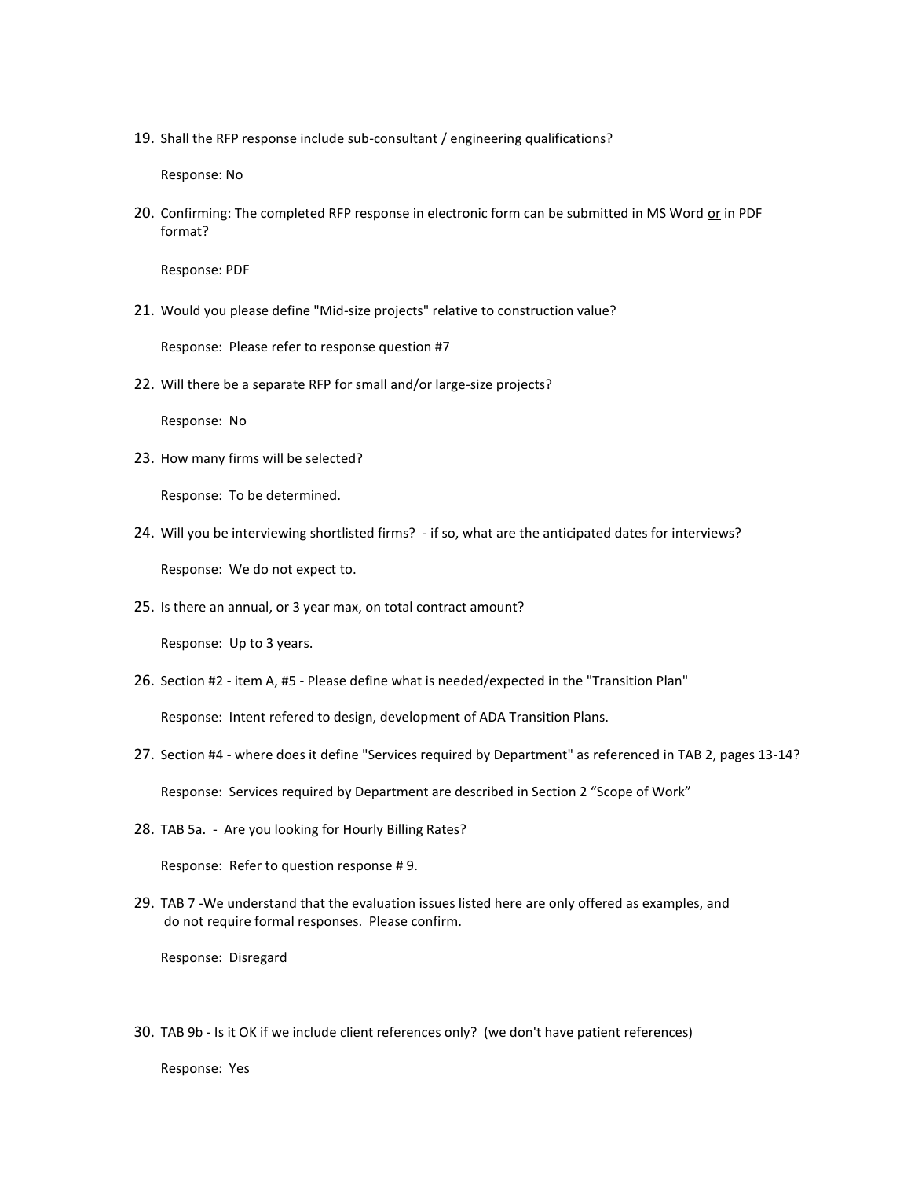19. Shall the RFP response include sub-consultant / engineering qualifications?

    Response: No

20. Confirming: The completed RFP response in electronic form can be submitted in MS Word <u>or</u> in PDF format?

    Response: PDF

21. Would you please define "Mid-size projects" relative to construction value?

    Response: Please refer to response question #7

22. Will there be a separate RFP for small and/or large-size projects?

    Response: No

23. How many firms will be selected?

    Response: To be determined.

24. Will you be interviewing shortlisted firms? - if so, what are the anticipated dates for interviews?

    Response: We do not expect to.

25. Is there an annual, or 3 year max, on total contract amount?

    Response: Up to 3 years.

26. Section #2 - item A, #5 - Please define what is needed/expected in the "Transition Plan"

    Response: Intent refered to design, development of ADA Transition Plans.

27. Section #4 - where does it define "Services required by Department" as referenced in TAB 2, pages 13-14?

    Response: Services required by Department are described in Section 2 "Scope of Work"

28. TAB 5a. - Are you looking for Hourly Billing Rates?

    Response: Refer to question response # 9.

29. TAB 7 -We understand that the evaluation issues listed here are only offered as examples, and do not require formal responses. Please confirm.

    Response: Disregard

30. TAB 9b - Is it OK if we include client references only? (we don't have patient references)

    Response: Yes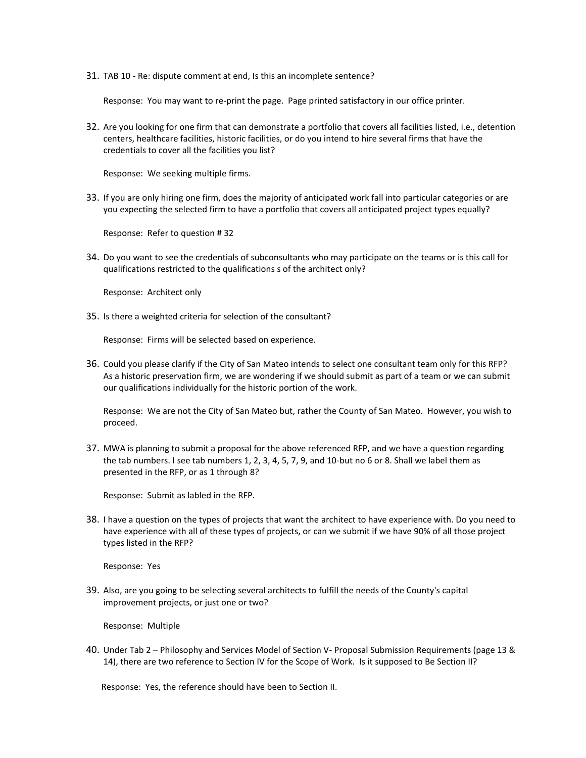31. TAB 10 - Re: dispute comment at end, Is this an incomplete sentence?

    Response: You may want to re-print the page. Page printed satisfactory in our office printer.

32. Are you looking for one firm that can demonstrate a portfolio that covers all facilities listed, i.e., detention centers, healthcare facilities, historic facilities, or do you intend to hire several firms that have the credentials to cover all the facilities you list?

    Response: We seeking multiple firms.

33. If you are only hiring one firm, does the majority of anticipated work fall into particular categories or are you expecting the selected firm to have a portfolio that covers all anticipated project types equally?

    Response: Refer to question # 32

34. Do you want to see the credentials of subconsultants who may participate on the teams or is this call for qualifications restricted to the qualifications s of the architect only?

    Response: Architect only

35. Is there a weighted criteria for selection of the consultant?

    Response: Firms will be selected based on experience.

36. Could you please clarify if the City of San Mateo intends to select one consultant team only for this RFP? As a historic preservation firm, we are wondering if we should submit as part of a team or we can submit our qualifications individually for the historic portion of the work.

    Response: We are not the City of San Mateo but, rather the County of San Mateo. However, you wish to proceed.

37. MWA is planning to submit a proposal for the above referenced RFP, and we have a question regarding the tab numbers. I see tab numbers 1, 2, 3, 4, 5, 7, 9, and 10-but no 6 or 8. Shall we label them as presented in the RFP, or as 1 through 8?

    Response: Submit as labled in the RFP.

38. I have a question on the types of projects that want the architect to have experience with. Do you need to have experience with all of these types of projects, or can we submit if we have 90% of all those project types listed in the RFP?

    Response: Yes

39. Also, are you going to be selecting several architects to fulfill the needs of the County's capital improvement projects, or just one or two?

    Response: Multiple

40. Under Tab 2 – Philosophy and Services Model of Section V- Proposal Submission Requirements (page 13 & 14), there are two reference to Section IV for the Scope of Work. Is it supposed to Be Section II?

    Response: Yes, the reference should have been to Section II.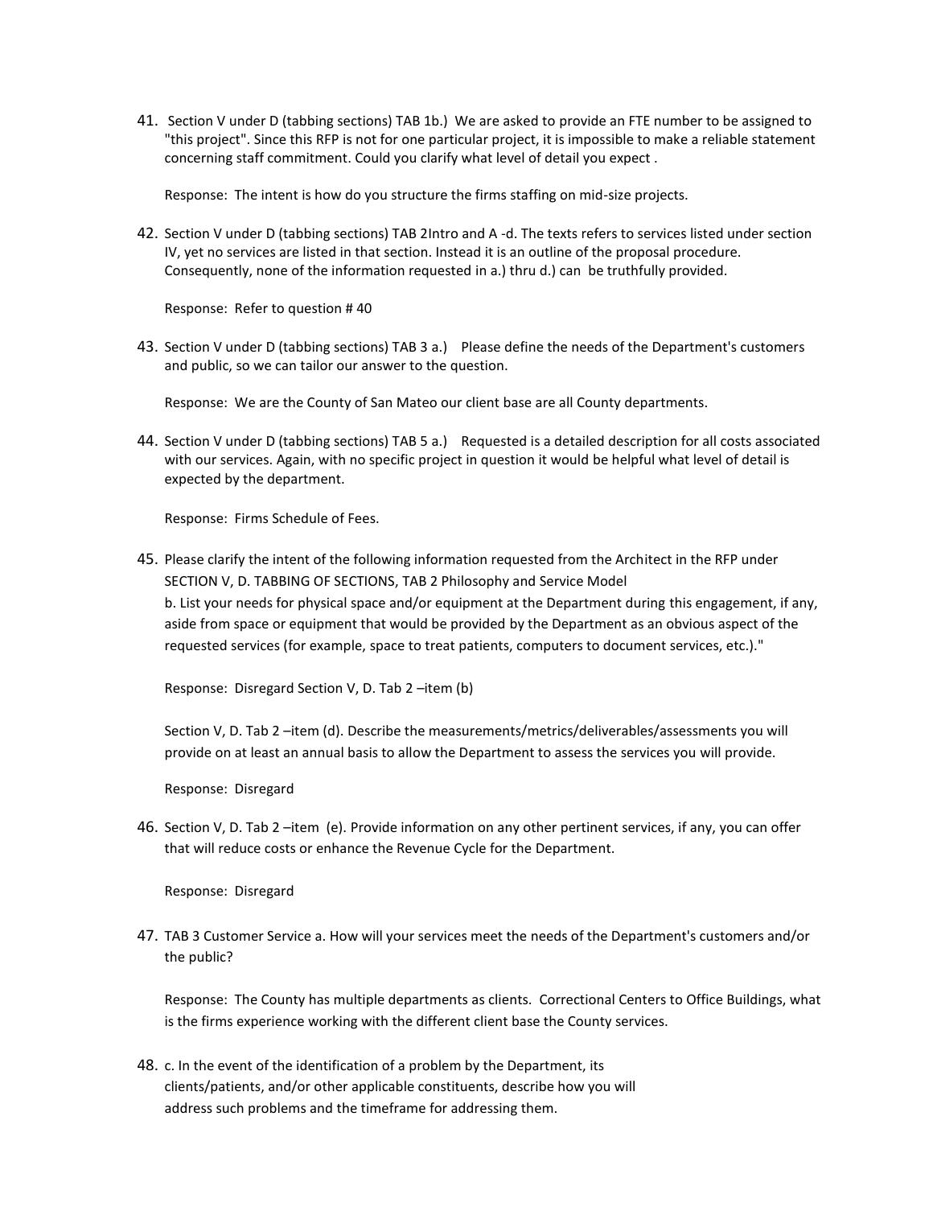41. Section V under D (tabbing sections) TAB 1b.) We are asked to provide an FTE number to be assigned to "this project". Since this RFP is not for one particular project, it is impossible to make a reliable statement concerning staff commitment. Could you clarify what level of detail you expect .

    Response: The intent is how do you structure the firms staffing on mid-size projects.

42. Section V under D (tabbing sections) TAB 2Intro and A -d. The texts refers to services listed under section IV, yet no services are listed in that section. Instead it is an outline of the proposal procedure. Consequently, none of the information requested in a.) thru d.) can be truthfully provided.

    Response: Refer to question # 40

43. Section V under D (tabbing sections) TAB 3 a.) Please define the needs of the Department's customers and public, so we can tailor our answer to the question.

    Response: We are the County of San Mateo our client base are all County departments.

44. Section V under D (tabbing sections) TAB 5 a.) Requested is a detailed description for all costs associated with our services. Again, with no specific project in question it would be helpful what level of detail is expected by the department.

    Response: Firms Schedule of Fees.

45. Please clarify the intent of the following information requested from the Architect in the RFP under SECTION V, D. TABBING OF SECTIONS, TAB 2 Philosophy and Service Model
    b. List your needs for physical space and/or equipment at the Department during this engagement, if any, aside from space or equipment that would be provided by the Department as an obvious aspect of the requested services (for example, space to treat patients, computers to document services, etc.)."

    Response: Disregard Section V, D. Tab 2 –item (b)

    Section V, D. Tab 2 –item (d). Describe the measurements/metrics/deliverables/assessments you will provide on at least an annual basis to allow the Department to assess the services you will provide.

    Response: Disregard

46. Section V, D. Tab 2 –item (e). Provide information on any other pertinent services, if any, you can offer that will reduce costs or enhance the Revenue Cycle for the Department.

    Response: Disregard

47. TAB 3 Customer Service a. How will your services meet the needs of the Department's customers and/or the public?

    Response: The County has multiple departments as clients. Correctional Centers to Office Buildings, what is the firms experience working with the different client base the County services.

48. c. In the event of the identification of a problem by the Department, its clients/patients, and/or other applicable constituents, describe how you will address such problems and the timeframe for addressing them.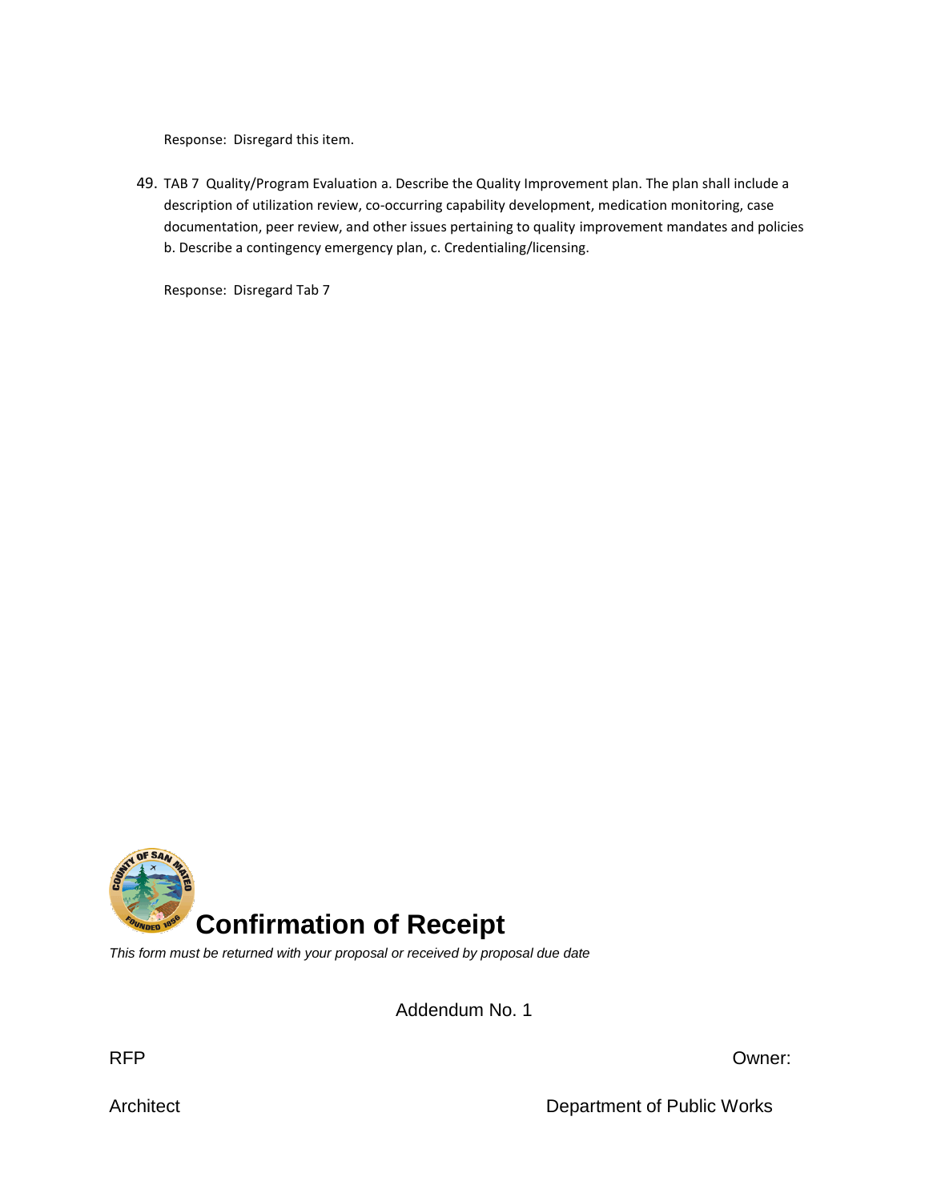Response: Disregard this item.

49. TAB 7 Quality/Program Evaluation a. Describe the Quality Improvement plan. The plan shall include a description of utilization review, co-occurring capability development, medication monitoring, case documentation, peer review, and other issues pertaining to quality improvement mandates and policies b. Describe a contingency emergency plan, c. Credentialing/licensing.

    Response: Disregard Tab 7

# Confirmation of Receipt

*This form must be returned with your proposal or received by proposal due date*

Addendum No. 1

RFP

Owner:

Architect

Department of Public Works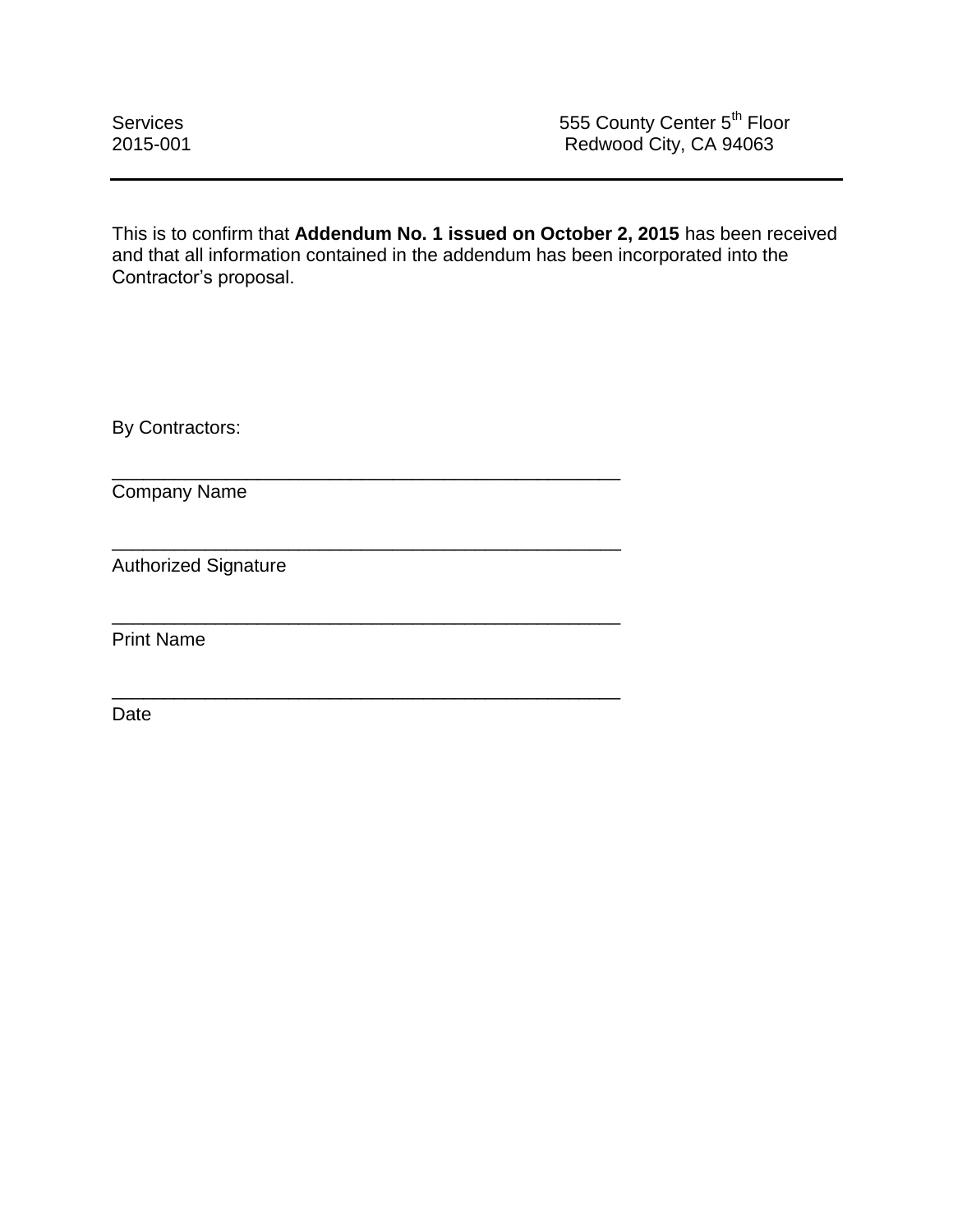Services 555 County Center 5th Floor
2015-001 Redwood City, CA 94063

---

This is to confirm that **Addendum No. 1 issued on October 2, 2015** has been received and that all information contained in the addendum has been incorporated into the Contractor’s proposal.

By Contractors:

__________________________________________________
Company Name

__________________________________________________
Authorized Signature

__________________________________________________
Print Name

__________________________________________________
Date